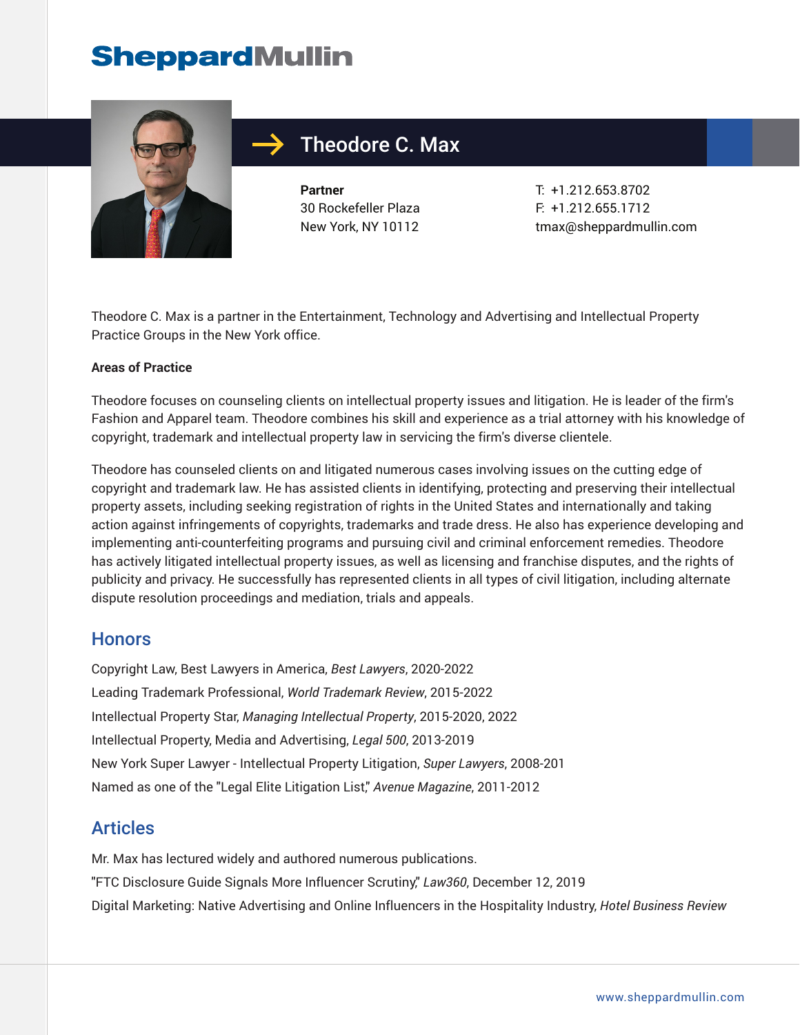SheppardMullin

# Theodore C. Max

**Partner**
30 Rockefeller Plaza
New York, NY 10112

T: +1.212.653.8702
F: +1.212.655.1712
tmax@sheppardmullin.com

Theodore C. Max is a partner in the Entertainment, Technology and Advertising and Intellectual Property Practice Groups in the New York office.

**Areas of Practice**

Theodore focuses on counseling clients on intellectual property issues and litigation. He is leader of the firm's Fashion and Apparel team. Theodore combines his skill and experience as a trial attorney with his knowledge of copyright, trademark and intellectual property law in servicing the firm's diverse clientele.

Theodore has counseled clients on and litigated numerous cases involving issues on the cutting edge of copyright and trademark law. He has assisted clients in identifying, protecting and preserving their intellectual property assets, including seeking registration of rights in the United States and internationally and taking action against infringements of copyrights, trademarks and trade dress. He also has experience developing and implementing anti-counterfeiting programs and pursuing civil and criminal enforcement remedies. Theodore has actively litigated intellectual property issues, as well as licensing and franchise disputes, and the rights of publicity and privacy. He successfully has represented clients in all types of civil litigation, including alternate dispute resolution proceedings and mediation, trials and appeals.

## Honors

Copyright Law, Best Lawyers in America, *Best Lawyers*, 2020-2022

Leading Trademark Professional, *World Trademark Review*, 2015-2022

Intellectual Property Star, *Managing Intellectual Property*, 2015-2020, 2022

Intellectual Property, Media and Advertising, *Legal 500*, 2013-2019

New York Super Lawyer - Intellectual Property Litigation, *Super Lawyers*, 2008-201

Named as one of the "Legal Elite Litigation List," *Avenue Magazine*, 2011-2012

## Articles

Mr. Max has lectured widely and authored numerous publications.

"FTC Disclosure Guide Signals More Influencer Scrutiny," *Law360*, December 12, 2019

Digital Marketing: Native Advertising and Online Influencers in the Hospitality Industry, *Hotel Business Review*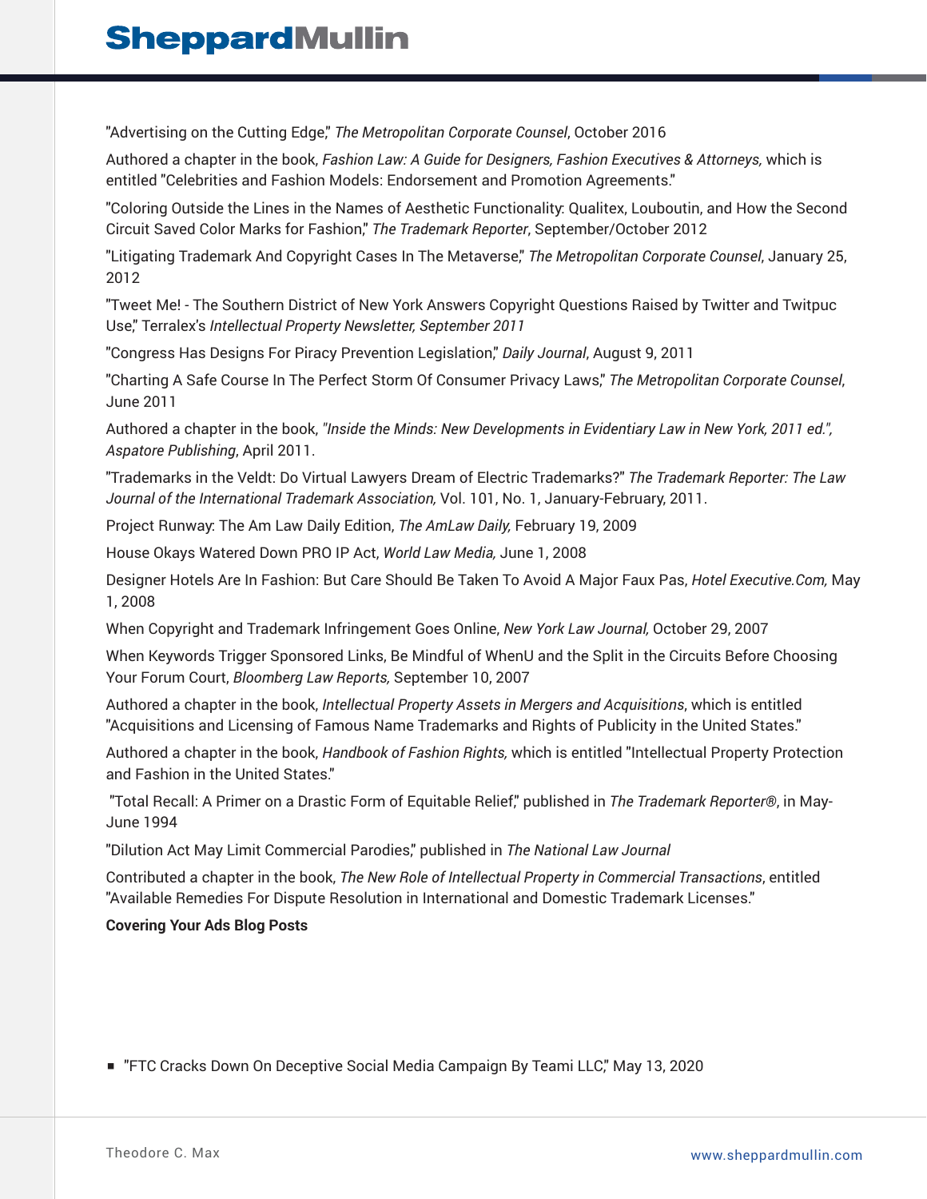"Advertising on the Cutting Edge," *The Metropolitan Corporate Counsel*, October 2016

Authored a chapter in the book, *Fashion Law: A Guide for Designers, Fashion Executives & Attorneys,* which is entitled "Celebrities and Fashion Models: Endorsement and Promotion Agreements."

"Coloring Outside the Lines in the Names of Aesthetic Functionality: Qualitex, Louboutin, and How the Second Circuit Saved Color Marks for Fashion," *The Trademark Reporter*, September/October 2012

"Litigating Trademark And Copyright Cases In The Metaverse," *The Metropolitan Corporate Counsel*, January 25, 2012

"Tweet Me! - The Southern District of New York Answers Copyright Questions Raised by Twitter and Twitpuc Use," Terralex's *Intellectual Property Newsletter, September 2011*

"Congress Has Designs For Piracy Prevention Legislation," *Daily Journal*, August 9, 2011

"Charting A Safe Course In The Perfect Storm Of Consumer Privacy Laws," *The Metropolitan Corporate Counsel*, June 2011

Authored a chapter in the book, *"Inside the Minds: New Developments in Evidentiary Law in New York, 2011 ed.", Aspatore Publishing*, April 2011.

"Trademarks in the Veldt: Do Virtual Lawyers Dream of Electric Trademarks?" *The Trademark Reporter: The Law Journal of the International Trademark Association,* Vol. 101, No. 1, January-February, 2011.

Project Runway: The Am Law Daily Edition, *The AmLaw Daily,* February 19, 2009

House Okays Watered Down PRO IP Act, *World Law Media,* June 1, 2008

Designer Hotels Are In Fashion: But Care Should Be Taken To Avoid A Major Faux Pas, *Hotel Executive.Com,* May 1, 2008

When Copyright and Trademark Infringement Goes Online, *New York Law Journal,* October 29, 2007

When Keywords Trigger Sponsored Links, Be Mindful of WhenU and the Split in the Circuits Before Choosing Your Forum Court, *Bloomberg Law Reports,* September 10, 2007

Authored a chapter in the book, *Intellectual Property Assets in Mergers and Acquisitions*, which is entitled "Acquisitions and Licensing of Famous Name Trademarks and Rights of Publicity in the United States."

Authored a chapter in the book, *Handbook of Fashion Rights,* which is entitled "Intellectual Property Protection and Fashion in the United States."

"Total Recall: A Primer on a Drastic Form of Equitable Relief," published in *The Trademark Reporter®*, in May-June 1994

"Dilution Act May Limit Commercial Parodies," published in *The National Law Journal*

Contributed a chapter in the book, *The New Role of Intellectual Property in Commercial Transactions*, entitled "Available Remedies For Dispute Resolution in International and Domestic Trademark Licenses."

**Covering Your Ads Blog Posts**

- "FTC Cracks Down On Deceptive Social Media Campaign By Teami LLC," May 13, 2020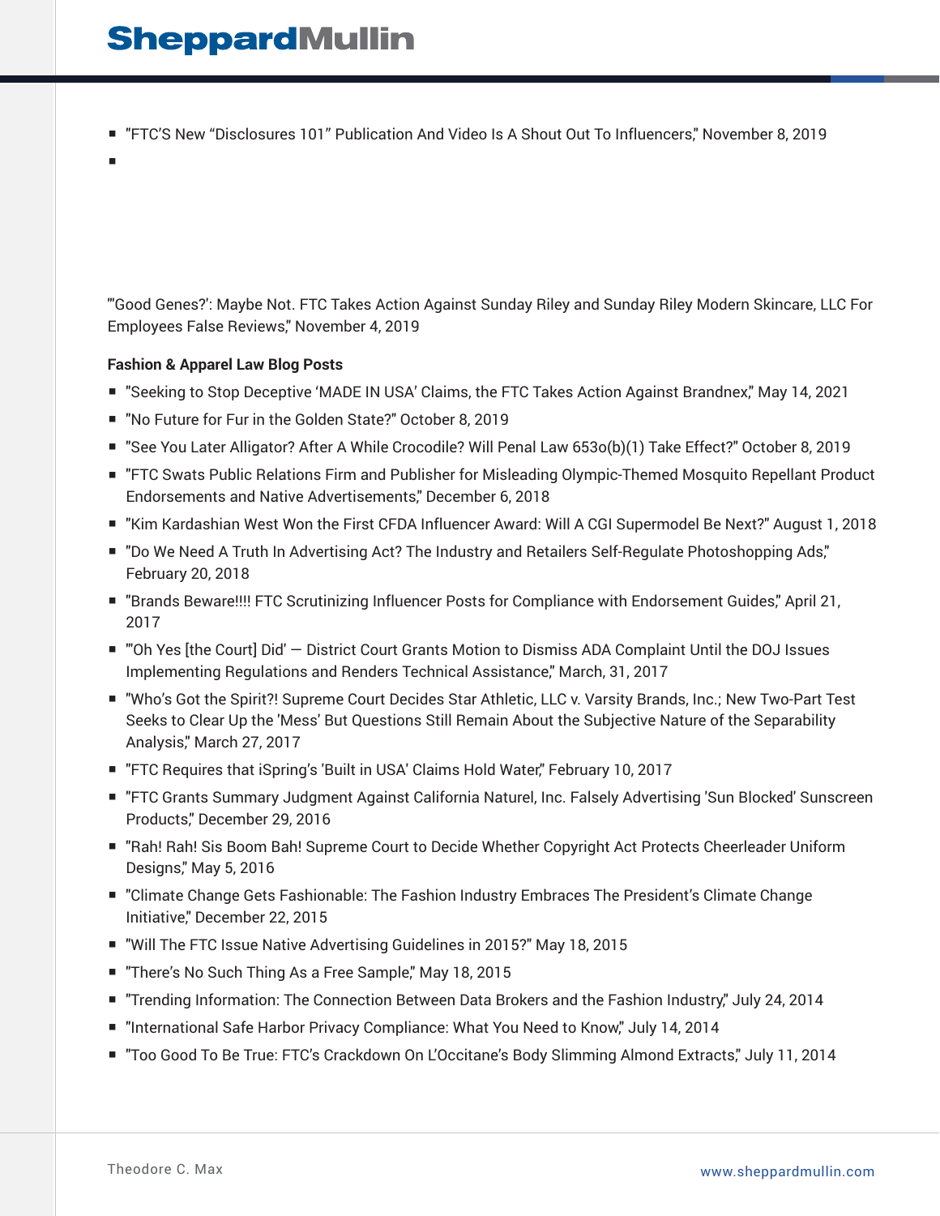- "FTC'S New "Disclosures 101" Publication And Video Is A Shout Out To Influencers," November 8, 2019
- 

"'Good Genes?': Maybe Not. FTC Takes Action Against Sunday Riley and Sunday Riley Modern Skincare, LLC For Employees False Reviews," November 4, 2019

**Fashion & Apparel Law Blog Posts**

- "Seeking to Stop Deceptive 'MADE IN USA' Claims, the FTC Takes Action Against Brandnex," May 14, 2021
- "No Future for Fur in the Golden State?" October 8, 2019
- "See You Later Alligator? After A While Crocodile? Will Penal Law 653o(b)(1) Take Effect?" October 8, 2019
- "FTC Swats Public Relations Firm and Publisher for Misleading Olympic-Themed Mosquito Repellant Product Endorsements and Native Advertisements," December 6, 2018
- "Kim Kardashian West Won the First CFDA Influencer Award: Will A CGI Supermodel Be Next?" August 1, 2018
- "Do We Need A Truth In Advertising Act? The Industry and Retailers Self-Regulate Photoshopping Ads," February 20, 2018
- "Brands Beware!!!! FTC Scrutinizing Influencer Posts for Compliance with Endorsement Guides," April 21, 2017
- "'Oh Yes [the Court] Did' — District Court Grants Motion to Dismiss ADA Complaint Until the DOJ Issues Implementing Regulations and Renders Technical Assistance," March, 31, 2017
- "Who's Got the Spirit?! Supreme Court Decides Star Athletic, LLC v. Varsity Brands, Inc.; New Two-Part Test Seeks to Clear Up the 'Mess' But Questions Still Remain About the Subjective Nature of the Separability Analysis," March 27, 2017
- "FTC Requires that iSpring's 'Built in USA' Claims Hold Water," February 10, 2017
- "FTC Grants Summary Judgment Against California Naturel, Inc. Falsely Advertising 'Sun Blocked' Sunscreen Products," December 29, 2016
- "Rah! Rah! Sis Boom Bah! Supreme Court to Decide Whether Copyright Act Protects Cheerleader Uniform Designs," May 5, 2016
- "Climate Change Gets Fashionable: The Fashion Industry Embraces The President's Climate Change Initiative," December 22, 2015
- "Will The FTC Issue Native Advertising Guidelines in 2015?" May 18, 2015
- "There's No Such Thing As a Free Sample," May 18, 2015
- "Trending Information: The Connection Between Data Brokers and the Fashion Industry," July 24, 2014
- "International Safe Harbor Privacy Compliance: What You Need to Know," July 14, 2014
- "Too Good To Be True: FTC's Crackdown On L'Occitane's Body Slimming Almond Extracts," July 11, 2014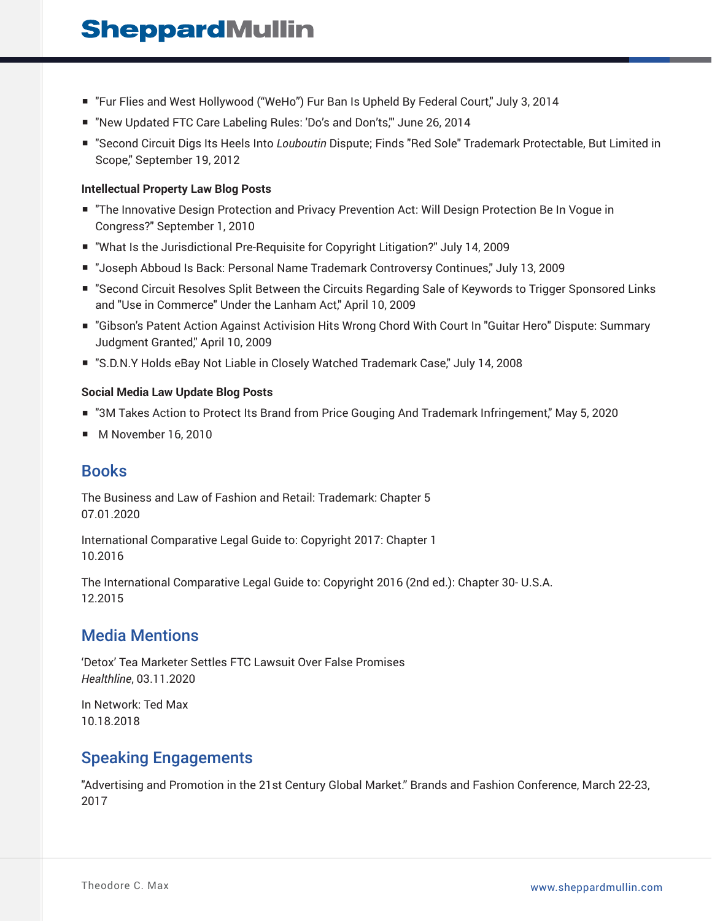- "Fur Flies and West Hollywood ("WeHo") Fur Ban Is Upheld By Federal Court," July 3, 2014
- "New Updated FTC Care Labeling Rules: 'Do's and Don'ts,'" June 26, 2014
- "Second Circuit Digs Its Heels Into *Louboutin* Dispute; Finds "Red Sole" Trademark Protectable, But Limited in Scope," September 19, 2012

**Intellectual Property Law Blog Posts**

- "The Innovative Design Protection and Privacy Prevention Act: Will Design Protection Be In Vogue in Congress?" September 1, 2010
- "What Is the Jurisdictional Pre-Requisite for Copyright Litigation?" July 14, 2009
- "Joseph Abboud Is Back: Personal Name Trademark Controversy Continues," July 13, 2009
- "Second Circuit Resolves Split Between the Circuits Regarding Sale of Keywords to Trigger Sponsored Links and "Use in Commerce" Under the Lanham Act," April 10, 2009
- "Gibson's Patent Action Against Activision Hits Wrong Chord With Court In "Guitar Hero" Dispute: Summary Judgment Granted," April 10, 2009
- "S.D.N.Y Holds eBay Not Liable in Closely Watched Trademark Case," July 14, 2008

**Social Media Law Update Blog Posts**

- "3M Takes Action to Protect Its Brand from Price Gouging And Trademark Infringement," May 5, 2020
- M November 16, 2010

## Books

The Business and Law of Fashion and Retail: Trademark: Chapter 5
07.01.2020

International Comparative Legal Guide to: Copyright 2017: Chapter 1
10.2016

The International Comparative Legal Guide to: Copyright 2016 (2nd ed.): Chapter 30- U.S.A.
12.2015

## Media Mentions

'Detox' Tea Marketer Settles FTC Lawsuit Over False Promises
*Healthline*, 03.11.2020

In Network: Ted Max
10.18.2018

## Speaking Engagements

"Advertising and Promotion in the 21st Century Global Market." Brands and Fashion Conference, March 22-23, 2017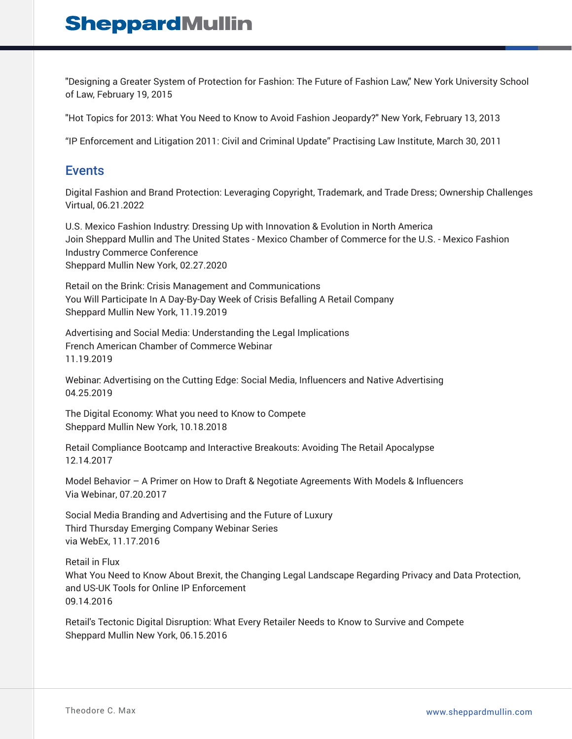"Designing a Greater System of Protection for Fashion: The Future of Fashion Law," New York University School of Law, February 19, 2015

"Hot Topics for 2013: What You Need to Know to Avoid Fashion Jeopardy?" New York, February 13, 2013

“IP Enforcement and Litigation 2011: Civil and Criminal Update” Practising Law Institute, March 30, 2011

## Events

Digital Fashion and Brand Protection: Leveraging Copyright, Trademark, and Trade Dress; Ownership Challenges
Virtual, 06.21.2022

U.S. Mexico Fashion Industry: Dressing Up with Innovation & Evolution in North America
Join Sheppard Mullin and The United States - Mexico Chamber of Commerce for the U.S. - Mexico Fashion Industry Commerce Conference
Sheppard Mullin New York, 02.27.2020

Retail on the Brink: Crisis Management and Communications
You Will Participate In A Day-By-Day Week of Crisis Befalling A Retail Company
Sheppard Mullin New York, 11.19.2019

Advertising and Social Media: Understanding the Legal Implications
French American Chamber of Commerce Webinar
11.19.2019

Webinar: Advertising on the Cutting Edge: Social Media, Influencers and Native Advertising
04.25.2019

The Digital Economy: What you need to Know to Compete
Sheppard Mullin New York, 10.18.2018

Retail Compliance Bootcamp and Interactive Breakouts: Avoiding The Retail Apocalypse
12.14.2017

Model Behavior – A Primer on How to Draft & Negotiate Agreements With Models & Influencers
Via Webinar, 07.20.2017

Social Media Branding and Advertising and the Future of Luxury
Third Thursday Emerging Company Webinar Series
via WebEx, 11.17.2016

Retail in Flux
What You Need to Know About Brexit, the Changing Legal Landscape Regarding Privacy and Data Protection, and US-UK Tools for Online IP Enforcement
09.14.2016

Retail's Tectonic Digital Disruption: What Every Retailer Needs to Know to Survive and Compete
Sheppard Mullin New York, 06.15.2016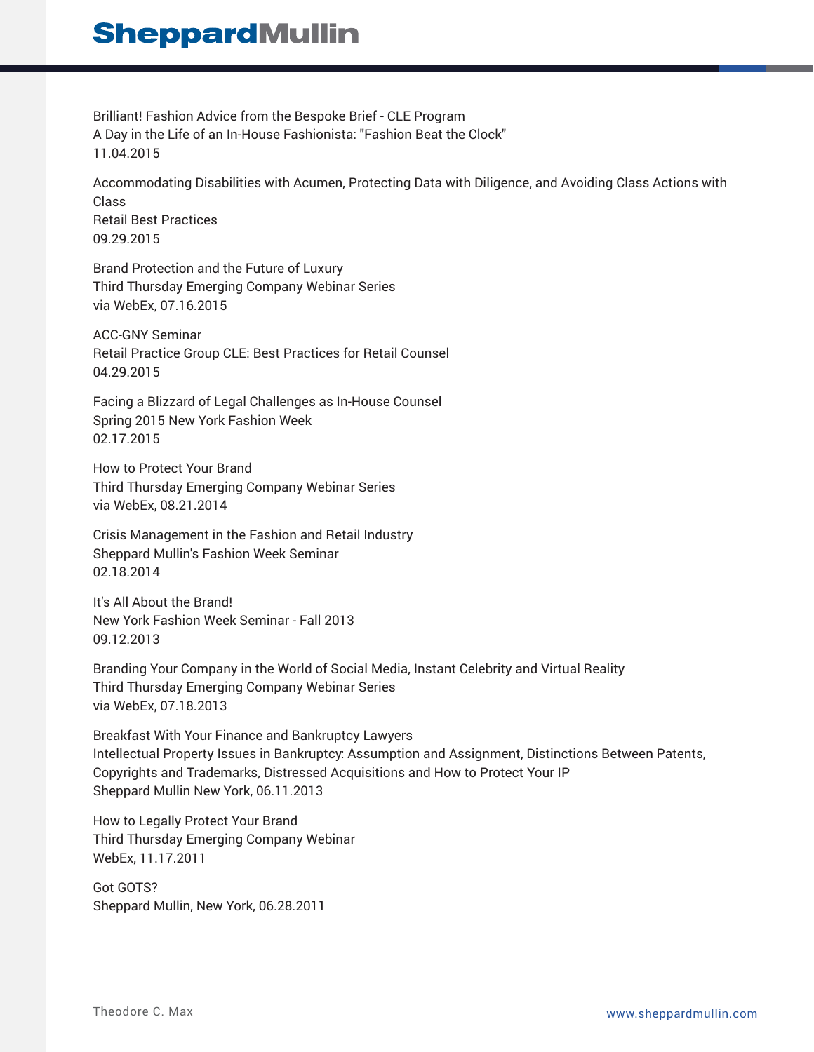Brilliant! Fashion Advice from the Bespoke Brief - CLE Program
A Day in the Life of an In-House Fashionista: "Fashion Beat the Clock"
11.04.2015

Accommodating Disabilities with Acumen, Protecting Data with Diligence, and Avoiding Class Actions with Class
Retail Best Practices
09.29.2015

Brand Protection and the Future of Luxury
Third Thursday Emerging Company Webinar Series
via WebEx, 07.16.2015

ACC-GNY Seminar
Retail Practice Group CLE: Best Practices for Retail Counsel
04.29.2015

Facing a Blizzard of Legal Challenges as In-House Counsel
Spring 2015 New York Fashion Week
02.17.2015

How to Protect Your Brand
Third Thursday Emerging Company Webinar Series
via WebEx, 08.21.2014

Crisis Management in the Fashion and Retail Industry
Sheppard Mullin's Fashion Week Seminar
02.18.2014

It's All About the Brand!
New York Fashion Week Seminar - Fall 2013
09.12.2013

Branding Your Company in the World of Social Media, Instant Celebrity and Virtual Reality
Third Thursday Emerging Company Webinar Series
via WebEx, 07.18.2013

Breakfast With Your Finance and Bankruptcy Lawyers
Intellectual Property Issues in Bankruptcy: Assumption and Assignment, Distinctions Between Patents, Copyrights and Trademarks, Distressed Acquisitions and How to Protect Your IP
Sheppard Mullin New York, 06.11.2013

How to Legally Protect Your Brand
Third Thursday Emerging Company Webinar
WebEx, 11.17.2011

Got GOTS?
Sheppard Mullin, New York, 06.28.2011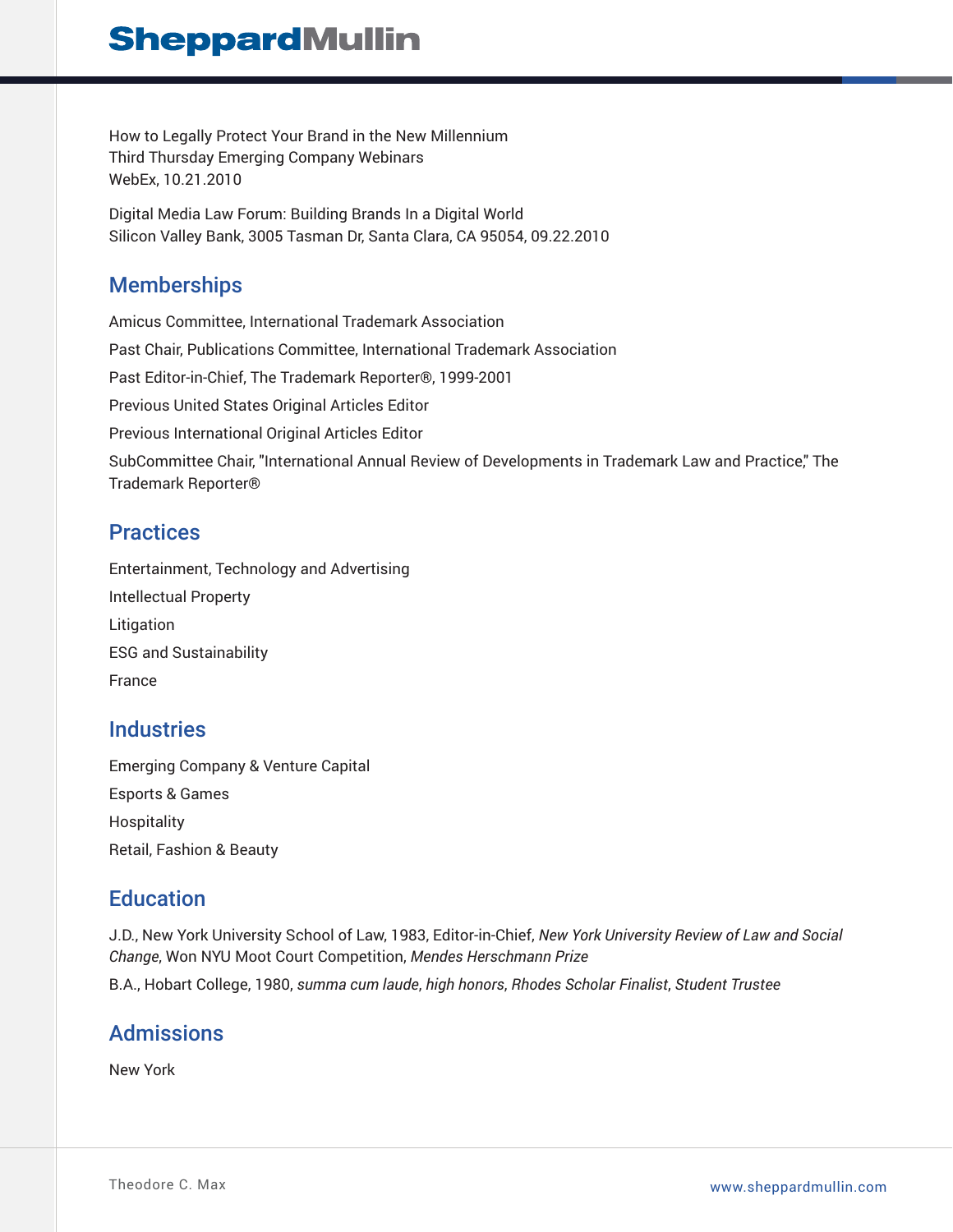How to Legally Protect Your Brand in the New Millennium
Third Thursday Emerging Company Webinars
WebEx, 10.21.2010

Digital Media Law Forum: Building Brands In a Digital World
Silicon Valley Bank, 3005 Tasman Dr, Santa Clara, CA 95054, 09.22.2010

## Memberships

Amicus Committee, International Trademark Association

Past Chair, Publications Committee, International Trademark Association

Past Editor-in-Chief, The Trademark Reporter®, 1999-2001

Previous United States Original Articles Editor

Previous International Original Articles Editor

SubCommittee Chair, "International Annual Review of Developments in Trademark Law and Practice," The Trademark Reporter®

## Practices

Entertainment, Technology and Advertising

Intellectual Property

Litigation

ESG and Sustainability

France

## Industries

Emerging Company & Venture Capital

Esports & Games

Hospitality

Retail, Fashion & Beauty

## Education

J.D., New York University School of Law, 1983, Editor-in-Chief, *New York University Review of Law and Social Change*, Won NYU Moot Court Competition, *Mendes Herschmann Prize*

B.A., Hobart College, 1980, *summa cum laude*, *high honors*, *Rhodes Scholar Finalist*, *Student Trustee*

## Admissions

New York